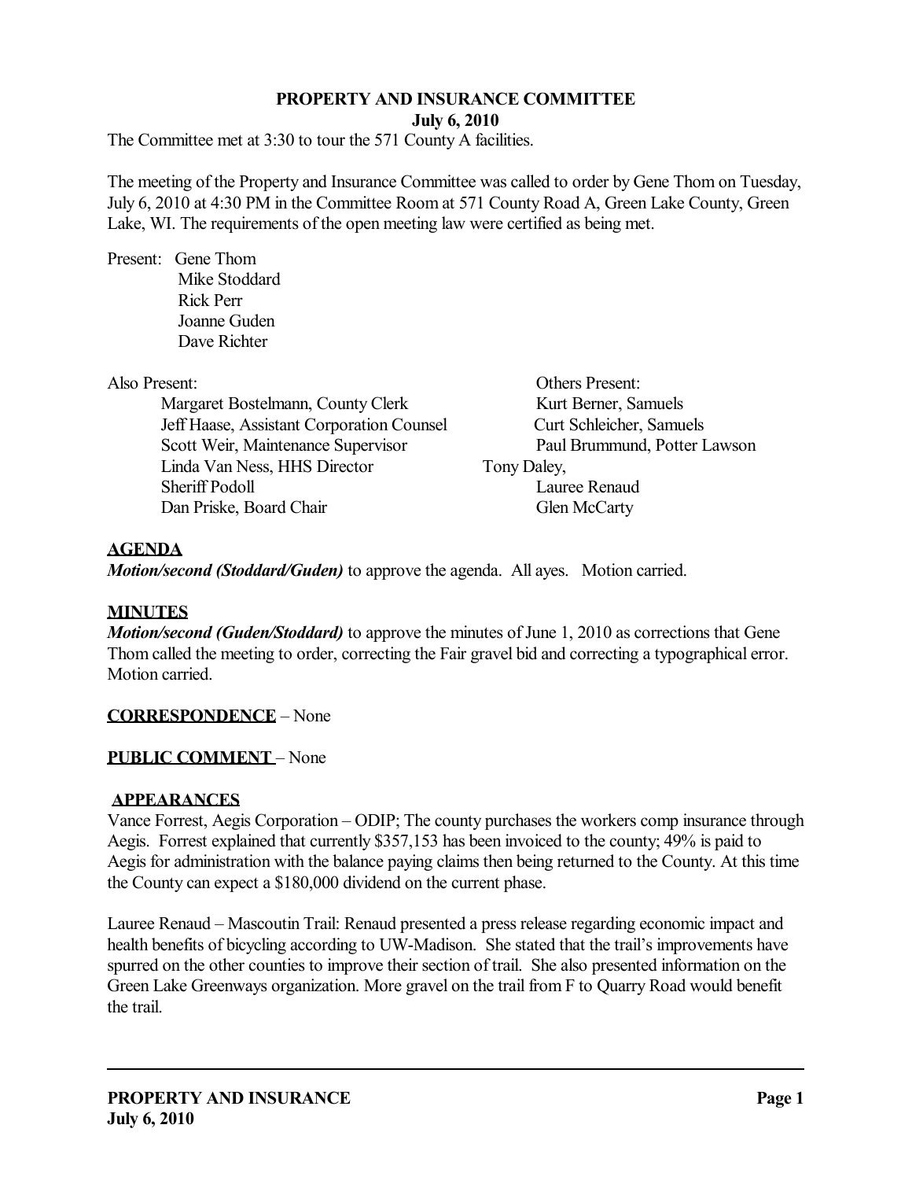**PROPERTY AND INSURANCE COMMITTEE**
**July 6, 2010**

The Committee met at 3:30 to tour the 571 County A facilities.

The meeting of the Property and Insurance Committee was called to order by Gene Thom on Tuesday, July 6, 2010 at 4:30 PM in the Committee Room at 571 County Road A, Green Lake County, Green Lake, WI. The requirements of the open meeting law were certified as being met.

Present: Gene Thom
Mike Stoddard
Rick Perr
Joanne Guden
Dave Richter

Also Present:
Margaret Bostelmann, County Clerk
Jeff Haase, Assistant Corporation Counsel
Scott Weir, Maintenance Supervisor
Linda Van Ness, HHS Director
Sheriff Podoll
Dan Priske, Board Chair

Others Present:
Kurt Berner, Samuels
Curt Schleicher, Samuels
Paul Brummund, Potter Lawson
Tony Daley,
Lauree Renaud
Glen McCarty

**AGENDA**

***Motion/second (Stoddard/Guden)*** to approve the agenda. All ayes. Motion carried.

**MINUTES**

***Motion/second (Guden/Stoddard)*** to approve the minutes of June 1, 2010 as corrections that Gene Thom called the meeting to order, correcting the Fair gravel bid and correcting a typographical error. Motion carried.

**CORRESPONDENCE** – None

**PUBLIC COMMENT** – None

**APPEARANCES**

Vance Forrest, Aegis Corporation – ODIP; The county purchases the workers comp insurance through Aegis. Forrest explained that currently $357,153 has been invoiced to the county; 49% is paid to Aegis for administration with the balance paying claims then being returned to the County. At this time the County can expect a $180,000 dividend on the current phase.

Lauree Renaud – Mascoutin Trail: Renaud presented a press release regarding economic impact and health benefits of bicycling according to UW-Madison. She stated that the trail's improvements have spurred on the other counties to improve their section of trail. She also presented information on the Green Lake Greenways organization. More gravel on the trail from F to Quarry Road would benefit the trail.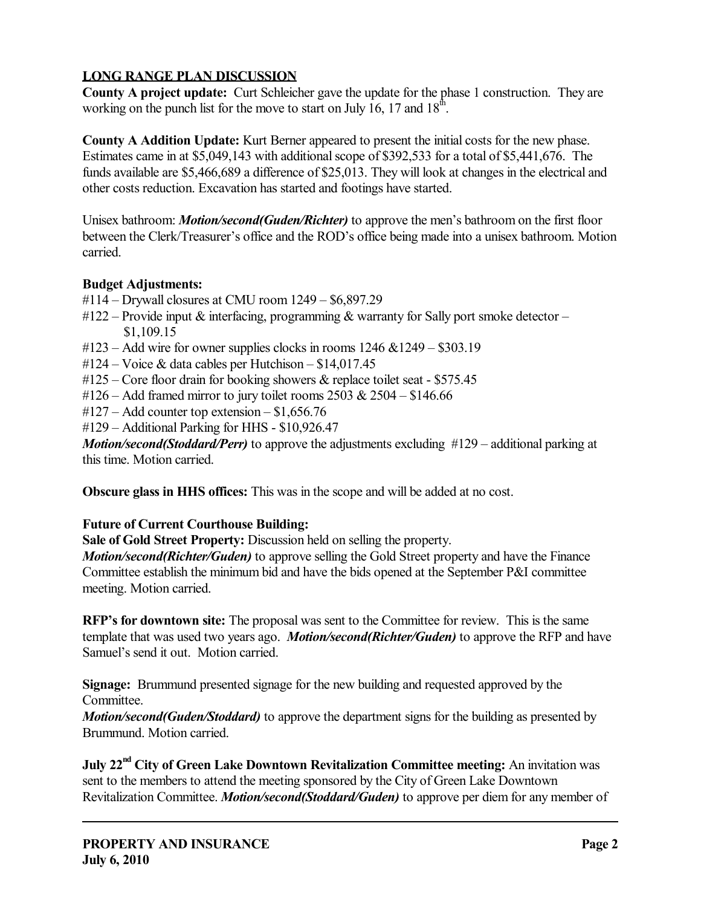## LONG RANGE PLAN DISCUSSION

**County A project update:** Curt Schleicher gave the update for the phase 1 construction. They are working on the punch list for the move to start on July 16, 17 and 18th.

**County A Addition Update:** Kurt Berner appeared to present the initial costs for the new phase. Estimates came in at $5,049,143 with additional scope of $392,533 for a total of $5,441,676. The funds available are $5,466,689 a difference of $25,013. They will look at changes in the electrical and other costs reduction. Excavation has started and footings have started.

Unisex bathroom: ***Motion/second(Guden/Richter)*** to approve the men's bathroom on the first floor between the Clerk/Treasurer's office and the ROD's office being made into a unisex bathroom. Motion carried.

**Budget Adjustments:**

#114 – Drywall closures at CMU room 1249 – $6,897.29
#122 – Provide input & interfacing, programming & warranty for Sally port smoke detector – $1,109.15
#123 – Add wire for owner supplies clocks in rooms 1246 &1249 – $303.19
#124 – Voice & data cables per Hutchison – $14,017.45
#125 – Core floor drain for booking showers & replace toilet seat - $575.45
#126 – Add framed mirror to jury toilet rooms 2503 & 2504 – $146.66
#127 – Add counter top extension – $1,656.76
#129 – Additional Parking for HHS - $10,926.47

***Motion/second(Stoddard/Perr)*** to approve the adjustments excluding #129 – additional parking at this time. Motion carried.

**Obscure glass in HHS offices:** This was in the scope and will be added at no cost.

**Future of Current Courthouse Building:**

**Sale of Gold Street Property:** Discussion held on selling the property.
***Motion/second(Richter/Guden)*** to approve selling the Gold Street property and have the Finance Committee establish the minimum bid and have the bids opened at the September P&I committee meeting. Motion carried.

**RFP's for downtown site:** The proposal was sent to the Committee for review. This is the same template that was used two years ago. ***Motion/second(Richter/Guden)*** to approve the RFP and have Samuel's send it out. Motion carried.

**Signage:** Brummund presented signage for the new building and requested approved by the Committee.
***Motion/second(Guden/Stoddard)*** to approve the department signs for the building as presented by Brummund. Motion carried.

**July 22nd City of Green Lake Downtown Revitalization Committee meeting:** An invitation was sent to the members to attend the meeting sponsored by the City of Green Lake Downtown Revitalization Committee. ***Motion/second(Stoddard/Guden)*** to approve per diem for any member of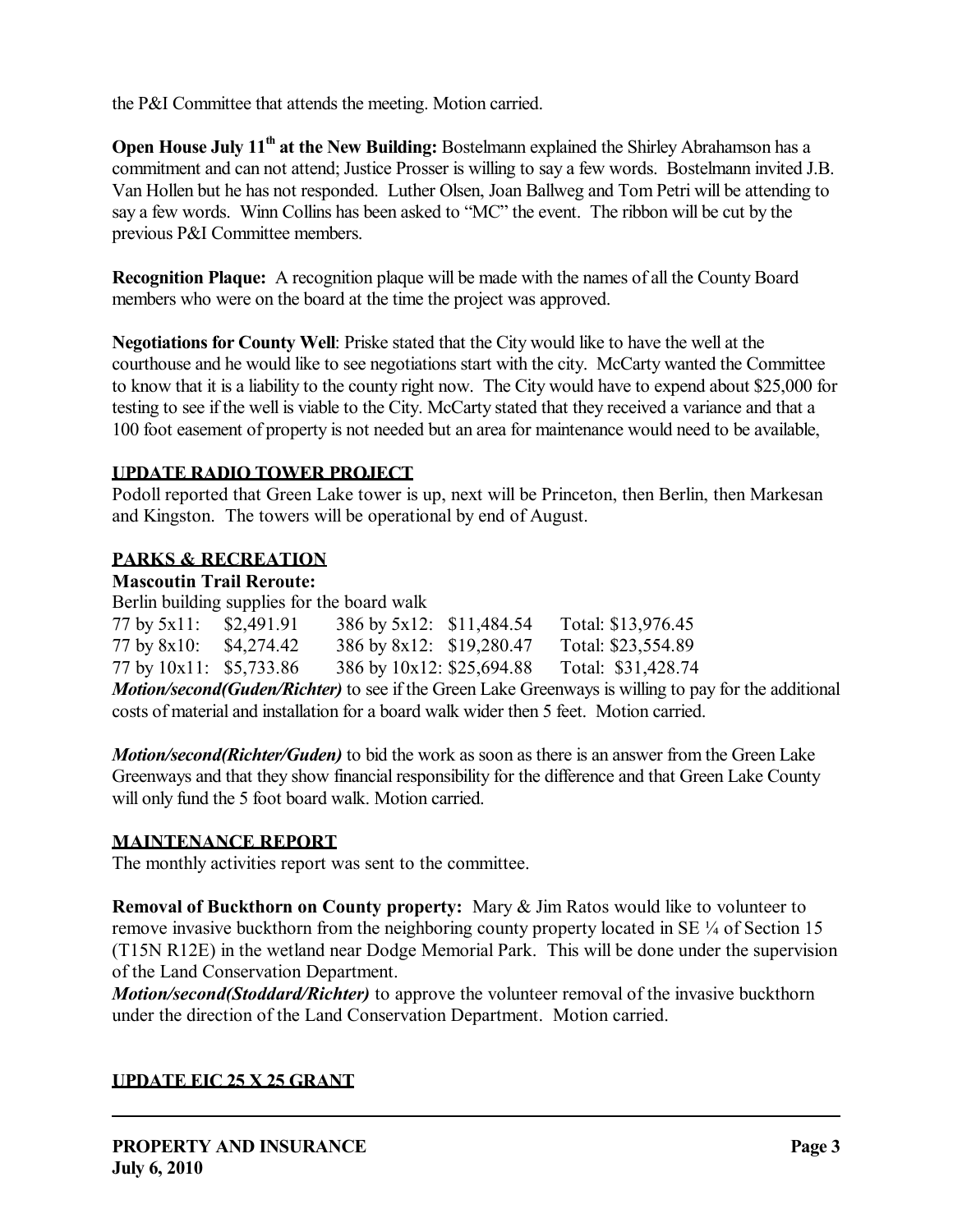the P&I Committee that attends the meeting. Motion carried.

**Open House July 11th at the New Building:** Bostelmann explained the Shirley Abrahamson has a commitment and can not attend; Justice Prosser is willing to say a few words. Bostelmann invited J.B. Van Hollen but he has not responded. Luther Olsen, Joan Ballweg and Tom Petri will be attending to say a few words. Winn Collins has been asked to "MC" the event. The ribbon will be cut by the previous P&I Committee members.

**Recognition Plaque:** A recognition plaque will be made with the names of all the County Board members who were on the board at the time the project was approved.

**Negotiations for County Well**: Priske stated that the City would like to have the well at the courthouse and he would like to see negotiations start with the city. McCarty wanted the Committee to know that it is a liability to the county right now. The City would have to expend about $25,000 for testing to see if the well is viable to the City. McCarty stated that they received a variance and that a 100 foot easement of property is not needed but an area for maintenance would need to be available,

## UPDATE RADIO TOWER PROJECT

Podoll reported that Green Lake tower is up, next will be Princeton, then Berlin, then Markesan and Kingston. The towers will be operational by end of August.

## PARKS & RECREATION

**Mascoutin Trail Reroute:**

Berlin building supplies for the board walk

| | | | | |
|---|---|---|---|---|
| 77 by 5x11: | $2,491.91 | 386 by 5x12: | $11,484.54 | Total: $13,976.45 |
| 77 by 8x10: | $4,274.42 | 386 by 8x12: | $19,280.47 | Total: $23,554.89 |
| 77 by 10x11: | $5,733.86 | 386 by 10x12: | $25,694.88 | Total: $31,428.74 |

***Motion/second(Guden/Richter)*** to see if the Green Lake Greenways is willing to pay for the additional costs of material and installation for a board walk wider then 5 feet. Motion carried.

***Motion/second(Richter/Guden)*** to bid the work as soon as there is an answer from the Green Lake Greenways and that they show financial responsibility for the difference and that Green Lake County will only fund the 5 foot board walk. Motion carried.

## MAINTENANCE REPORT

The monthly activities report was sent to the committee.

**Removal of Buckthorn on County property:** Mary & Jim Ratos would like to volunteer to remove invasive buckthorn from the neighboring county property located in SE ¼ of Section 15 (T15N R12E) in the wetland near Dodge Memorial Park. This will be done under the supervision of the Land Conservation Department.

***Motion/second(Stoddard/Richter)*** to approve the volunteer removal of the invasive buckthorn under the direction of the Land Conservation Department. Motion carried.

## UPDATE EIC 25 X 25 GRANT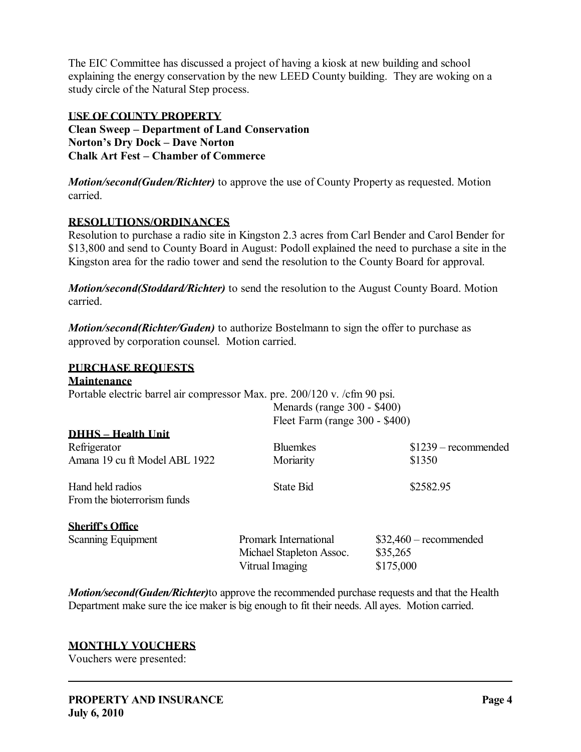The EIC Committee has discussed a project of having a kiosk at new building and school explaining the energy conservation by the new LEED County building. They are woking on a study circle of the Natural Step process.

**USE OF COUNTY PROPERTY**

**Clean Sweep – Department of Land Conservation**
**Norton's Dry Dock – Dave Norton**
**Chalk Art Fest – Chamber of Commerce**

***Motion/second(Guden/Richter)*** to approve the use of County Property as requested. Motion carried.

**RESOLUTIONS/ORDINANCES**

Resolution to purchase a radio site in Kingston 2.3 acres from Carl Bender and Carol Bender for $13,800 and send to County Board in August: Podoll explained the need to purchase a site in the Kingston area for the radio tower and send the resolution to the County Board for approval.

***Motion/second(Stoddard/Richter)*** to send the resolution to the August County Board. Motion carried.

***Motion/second(Richter/Guden)*** to authorize Bostelmann to sign the offer to purchase as approved by corporation counsel. Motion carried.

**PURCHASE REQUESTS**

**Maintenance**

Portable electric barrel air compressor Max. pre. 200/120 v. /cfm 90 psi.

| | |
|---|---|
| Menards (range 300 - $400) | |
| Fleet Farm (range 300 - $400) | |

**DHHS – Health Unit**

| | | |
|---|---|---|
| Refrigerator | Bluemkes | $1239 – recommended |
| Amana 19 cu ft Model ABL 1922 | Moriarity | $1350 |
| Hand held radios<br>From the bioterrorism funds | State Bid | $2582.95 |

**Sheriff's Office**

| | | |
|---|---|---|
| Scanning Equipment | Promark International | $32,460 – recommended |
| | Michael Stapleton Assoc. | $35,265 |
| | Vitrual Imaging | $175,000 |

***Motion/second(Guden/Richter)***to approve the recommended purchase requests and that the Health Department make sure the ice maker is big enough to fit their needs. All ayes. Motion carried.

**MONTHLY VOUCHERS**

Vouchers were presented: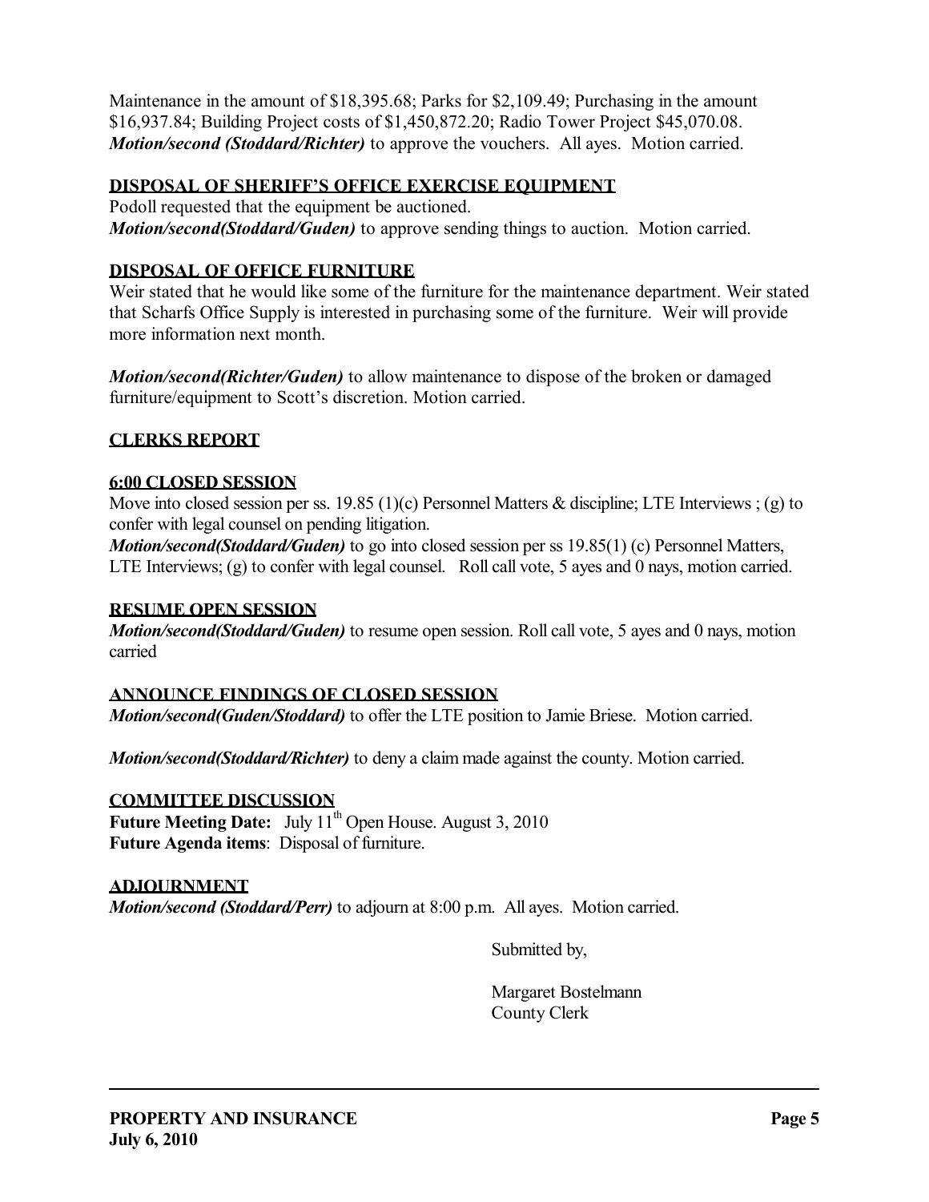Maintenance in the amount of $18,395.68; Parks for $2,109.49; Purchasing in the amount $16,937.84; Building Project costs of $1,450,872.20; Radio Tower Project $45,070.08.
***Motion/second (Stoddard/Richter)*** to approve the vouchers. All ayes. Motion carried.

## DISPOSAL OF SHERIFF'S OFFICE EXERCISE EQUIPMENT

Podoll requested that the equipment be auctioned.
***Motion/second(Stoddard/Guden)*** to approve sending things to auction. Motion carried.

## DISPOSAL OF OFFICE FURNITURE

Weir stated that he would like some of the furniture for the maintenance department. Weir stated that Scharfs Office Supply is interested in purchasing some of the furniture. Weir will provide more information next month.

***Motion/second(Richter/Guden)*** to allow maintenance to dispose of the broken or damaged furniture/equipment to Scott's discretion. Motion carried.

## CLERKS REPORT

## 6:00 CLOSED SESSION

Move into closed session per ss. 19.85 (1)(c) Personnel Matters & discipline; LTE Interviews ; (g) to confer with legal counsel on pending litigation.
***Motion/second(Stoddard/Guden)*** to go into closed session per ss 19.85(1) (c) Personnel Matters, LTE Interviews; (g) to confer with legal counsel. Roll call vote, 5 ayes and 0 nays, motion carried.

## RESUME OPEN SESSION

***Motion/second(Stoddard/Guden)*** to resume open session. Roll call vote, 5 ayes and 0 nays, motion carried

## ANNOUNCE FINDINGS OF CLOSED SESSION

***Motion/second(Guden/Stoddard)*** to offer the LTE position to Jamie Briese. Motion carried.

***Motion/second(Stoddard/Richter)*** to deny a claim made against the county. Motion carried.

## COMMITTEE DISCUSSION

**Future Meeting Date:** July 11th Open House. August 3, 2010
**Future Agenda items**: Disposal of furniture.

## ADJOURNMENT

***Motion/second (Stoddard/Perr)*** to adjourn at 8:00 p.m. All ayes. Motion carried.

Submitted by,

Margaret Bostelmann
County Clerk

**PROPERTY AND INSURANCE**
**July 6, 2010**